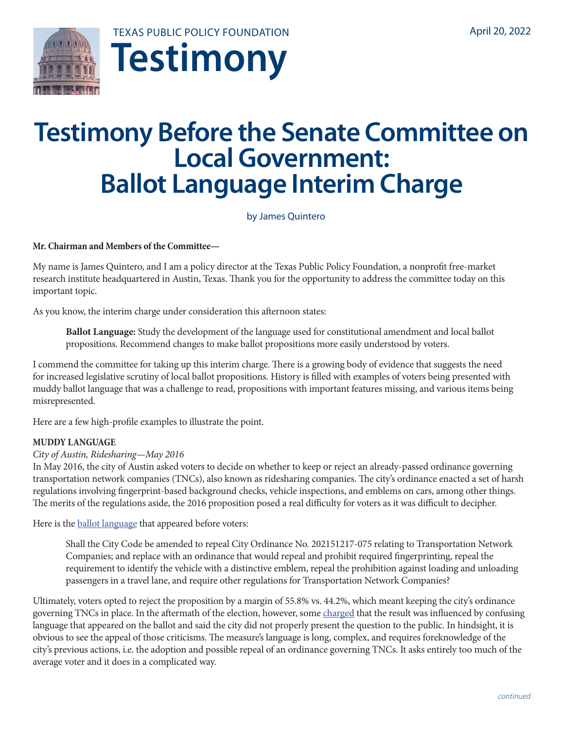TEXAS PUBLIC POLICY FOUNDATION

# Testimony

April 20, 2022

# Testimony Before the Senate Committee on Local Government: Ballot Language Interim Charge

by James Quintero

**Mr. Chairman and Members of the Committee—**

My name is James Quintero, and I am a policy director at the Texas Public Policy Foundation, a nonprofit free-market research institute headquartered in Austin, Texas. Thank you for the opportunity to address the committee today on this important topic.

As you know, the interim charge under consideration this afternoon states:

> **Ballot Language:** Study the development of the language used for constitutional amendment and local ballot propositions. Recommend changes to make ballot propositions more easily understood by voters.

I commend the committee for taking up this interim charge. There is a growing body of evidence that suggests the need for increased legislative scrutiny of local ballot propositions. History is filled with examples of voters being presented with muddy ballot language that was a challenge to read, propositions with important features missing, and various items being misrepresented.

Here are a few high-profile examples to illustrate the point.

**MUDDY LANGUAGE**

*City of Austin, Ridesharing—May 2016*

In May 2016, the city of Austin asked voters to decide on whether to keep or reject an already-passed ordinance governing transportation network companies (TNCs), also known as ridesharing companies. The city's ordinance enacted a set of harsh regulations involving fingerprint-based background checks, vehicle inspections, and emblems on cars, among other things. The merits of the regulations aside, the 2016 proposition posed a real difficulty for voters as it was difficult to decipher.

Here is the ballot language that appeared before voters:

> Shall the City Code be amended to repeal City Ordinance No. 202151217-075 relating to Transportation Network Companies; and replace with an ordinance that would repeal and prohibit required fingerprinting, repeal the requirement to identify the vehicle with a distinctive emblem, repeal the prohibition against loading and unloading passengers in a travel lane, and require other regulations for Transportation Network Companies?

Ultimately, voters opted to reject the proposition by a margin of 55.8% vs. 44.2%, which meant keeping the city's ordinance governing TNCs in place. In the aftermath of the election, however, some charged that the result was influenced by confusing language that appeared on the ballot and said the city did not properly present the question to the public. In hindsight, it is obvious to see the appeal of those criticisms. The measure's language is long, complex, and requires foreknowledge of the city's previous actions, i.e. the adoption and possible repeal of an ordinance governing TNCs. It asks entirely too much of the average voter and it does in a complicated way.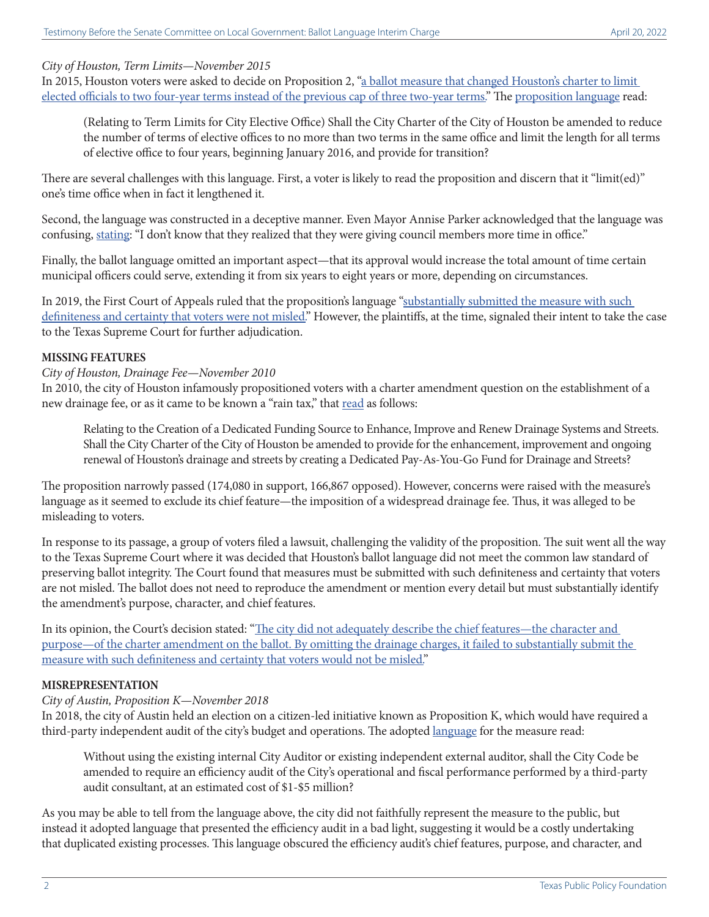*City of Houston, Term Limits—November 2015*

In 2015, Houston voters were asked to decide on Proposition 2, "a ballot measure that changed Houston's charter to limit elected officials to two four-year terms instead of the previous cap of three two-year terms." The proposition language read:

> (Relating to Term Limits for City Elective Office) Shall the City Charter of the City of Houston be amended to reduce the number of terms of elective offices to no more than two terms in the same office and limit the length for all terms of elective office to four years, beginning January 2016, and provide for transition?

There are several challenges with this language. First, a voter is likely to read the proposition and discern that it "limit(ed)" one's time office when in fact it lengthened it.

Second, the language was constructed in a deceptive manner. Even Mayor Annise Parker acknowledged that the language was confusing, stating: "I don't know that they realized that they were giving council members more time in office."

Finally, the ballot language omitted an important aspect—that its approval would increase the total amount of time certain municipal officers could serve, extending it from six years to eight years or more, depending on circumstances.

In 2019, the First Court of Appeals ruled that the proposition's language "substantially submitted the measure with such definiteness and certainty that voters were not misled." However, the plaintiffs, at the time, signaled their intent to take the case to the Texas Supreme Court for further adjudication.

**MISSING FEATURES**

*City of Houston, Drainage Fee—November 2010*

In 2010, the city of Houston infamously propositioned voters with a charter amendment question on the establishment of a new drainage fee, or as it came to be known a "rain tax," that read as follows:

> Relating to the Creation of a Dedicated Funding Source to Enhance, Improve and Renew Drainage Systems and Streets. Shall the City Charter of the City of Houston be amended to provide for the enhancement, improvement and ongoing renewal of Houston's drainage and streets by creating a Dedicated Pay-As-You-Go Fund for Drainage and Streets?

The proposition narrowly passed (174,080 in support, 166,867 opposed). However, concerns were raised with the measure's language as it seemed to exclude its chief feature—the imposition of a widespread drainage fee. Thus, it was alleged to be misleading to voters.

In response to its passage, a group of voters filed a lawsuit, challenging the validity of the proposition. The suit went all the way to the Texas Supreme Court where it was decided that Houston's ballot language did not meet the common law standard of preserving ballot integrity. The Court found that measures must be submitted with such definiteness and certainty that voters are not misled. The ballot does not need to reproduce the amendment or mention every detail but must substantially identify the amendment's purpose, character, and chief features.

In its opinion, the Court's decision stated: "The city did not adequately describe the chief features—the character and purpose—of the charter amendment on the ballot. By omitting the drainage charges, it failed to substantially submit the measure with such definiteness and certainty that voters would not be misled."

**MISREPRESENTATION**

*City of Austin, Proposition K—November 2018*

In 2018, the city of Austin held an election on a citizen-led initiative known as Proposition K, which would have required a third-party independent audit of the city's budget and operations. The adopted language for the measure read:

> Without using the existing internal City Auditor or existing independent external auditor, shall the City Code be amended to require an efficiency audit of the City's operational and fiscal performance performed by a third-party audit consultant, at an estimated cost of $1-$5 million?

As you may be able to tell from the language above, the city did not faithfully represent the measure to the public, but instead it adopted language that presented the efficiency audit in a bad light, suggesting it would be a costly undertaking that duplicated existing processes. This language obscured the efficiency audit's chief features, purpose, and character, and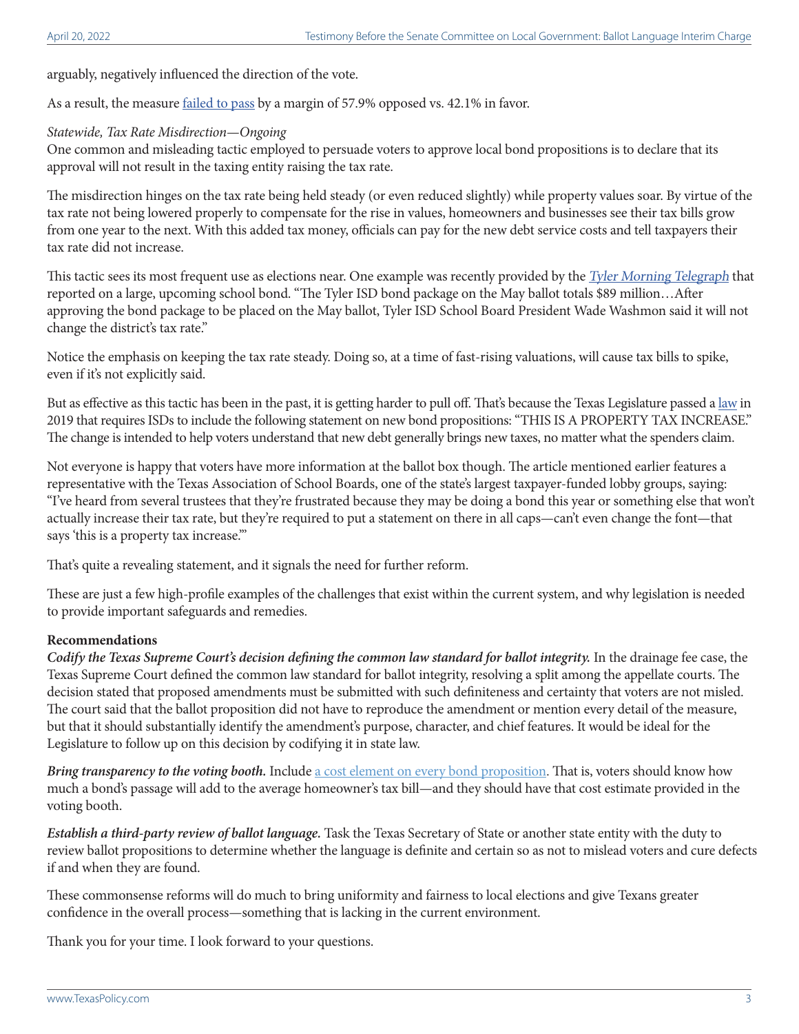arguably, negatively influenced the direction of the vote.

As a result, the measure failed to pass by a margin of 57.9% opposed vs. 42.1% in favor.

*Statewide, Tax Rate Misdirection—Ongoing*
One common and misleading tactic employed to persuade voters to approve local bond propositions is to declare that its approval will not result in the taxing entity raising the tax rate.

The misdirection hinges on the tax rate being held steady (or even reduced slightly) while property values soar. By virtue of the tax rate not being lowered properly to compensate for the rise in values, homeowners and businesses see their tax bills grow from one year to the next. With this added tax money, officials can pay for the new debt service costs and tell taxpayers their tax rate did not increase.

This tactic sees its most frequent use as elections near. One example was recently provided by the *Tyler Morning Telegraph* that reported on a large, upcoming school bond. "The Tyler ISD bond package on the May ballot totals $89 million…After approving the bond package to be placed on the May ballot, Tyler ISD School Board President Wade Washmon said it will not change the district's tax rate."

Notice the emphasis on keeping the tax rate steady. Doing so, at a time of fast-rising valuations, will cause tax bills to spike, even if it's not explicitly said.

But as effective as this tactic has been in the past, it is getting harder to pull off. That's because the Texas Legislature passed a law in 2019 that requires ISDs to include the following statement on new bond propositions: "THIS IS A PROPERTY TAX INCREASE." The change is intended to help voters understand that new debt generally brings new taxes, no matter what the spenders claim.

Not everyone is happy that voters have more information at the ballot box though. The article mentioned earlier features a representative with the Texas Association of School Boards, one of the state's largest taxpayer-funded lobby groups, saying: "I've heard from several trustees that they're frustrated because they may be doing a bond this year or something else that won't actually increase their tax rate, but they're required to put a statement on there in all caps—can't even change the font—that says 'this is a property tax increase.'"

That's quite a revealing statement, and it signals the need for further reform.

These are just a few high-profile examples of the challenges that exist within the current system, and why legislation is needed to provide important safeguards and remedies.

**Recommendations**

***Codify the Texas Supreme Court's decision defining the common law standard for ballot integrity.*** In the drainage fee case, the Texas Supreme Court defined the common law standard for ballot integrity, resolving a split among the appellate courts. The decision stated that proposed amendments must be submitted with such definiteness and certainty that voters are not misled. The court said that the ballot proposition did not have to reproduce the amendment or mention every detail of the measure, but that it should substantially identify the amendment's purpose, character, and chief features. It would be ideal for the Legislature to follow up on this decision by codifying it in state law.

***Bring transparency to the voting booth.*** Include a cost element on every bond proposition. That is, voters should know how much a bond's passage will add to the average homeowner's tax bill—and they should have that cost estimate provided in the voting booth.

***Establish a third-party review of ballot language.*** Task the Texas Secretary of State or another state entity with the duty to review ballot propositions to determine whether the language is definite and certain so as not to mislead voters and cure defects if and when they are found.

These commonsense reforms will do much to bring uniformity and fairness to local elections and give Texans greater confidence in the overall process—something that is lacking in the current environment.

Thank you for your time. I look forward to your questions.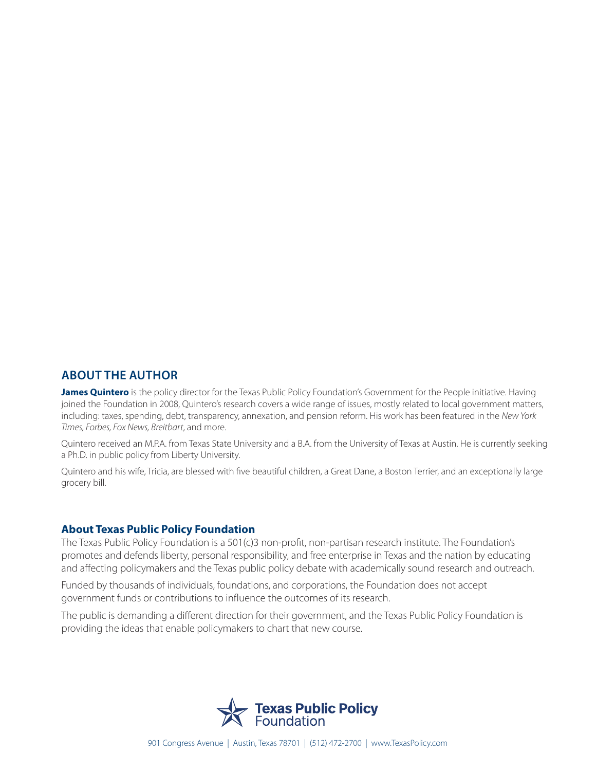## ABOUT THE AUTHOR

**James Quintero** is the policy director for the Texas Public Policy Foundation's Government for the People initiative. Having joined the Foundation in 2008, Quintero's research covers a wide range of issues, mostly related to local government matters, including: taxes, spending, debt, transparency, annexation, and pension reform. His work has been featured in the *New York Times, Forbes, Fox News, Breitbart*, and more.

Quintero received an M.P.A. from Texas State University and a B.A. from the University of Texas at Austin. He is currently seeking a Ph.D. in public policy from Liberty University.

Quintero and his wife, Tricia, are blessed with five beautiful children, a Great Dane, a Boston Terrier, and an exceptionally large grocery bill.

### About Texas Public Policy Foundation

The Texas Public Policy Foundation is a 501(c)3 non-profit, non-partisan research institute. The Foundation's promotes and defends liberty, personal responsibility, and free enterprise in Texas and the nation by educating and affecting policymakers and the Texas public policy debate with academically sound research and outreach.

Funded by thousands of individuals, foundations, and corporations, the Foundation does not accept government funds or contributions to influence the outcomes of its research.

The public is demanding a different direction for their government, and the Texas Public Policy Foundation is providing the ideas that enable policymakers to chart that new course.

Texas Public Policy Foundation

901 Congress Avenue | Austin, Texas 78701 | (512) 472-2700 | www.TexasPolicy.com